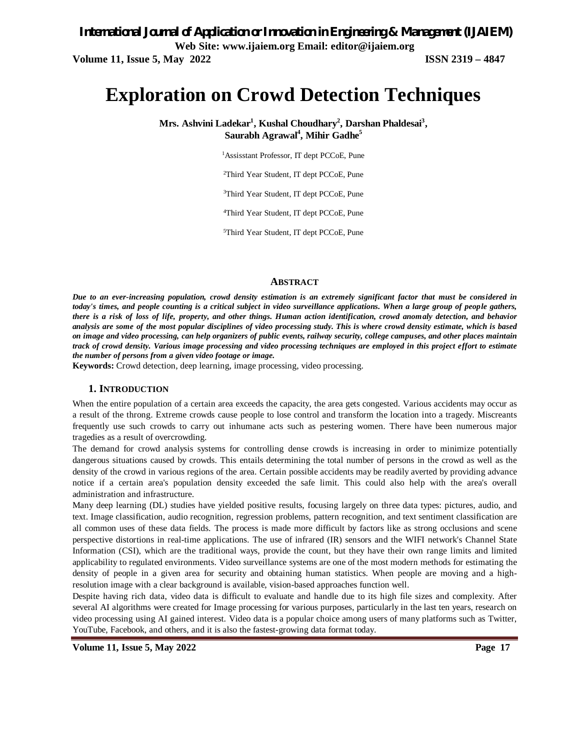# Exploration on Crowd Detection Techniques

**Mrs. Ashvini Ladekar[1], Kushal Choudhary[2], Darshan Phaldesai[3], Saurabh Agrawal[4], Mihir Gadhe[5]**

[1]Assisstant Professor, IT dept PCCoE, Pune

[2]Third Year Student, IT dept PCCoE, Pune

[3]Third Year Student, IT dept PCCoE, Pune

[4]Third Year Student, IT dept PCCoE, Pune

[5]Third Year Student, IT dept PCCoE, Pune

## ABSTRACT

***Due to an ever-increasing population, crowd density estimation is an extremely significant factor that must be considered in today's times, and people counting is a critical subject in video surveillance applications. When a large group of people gathers, there is a risk of loss of life, property, and other things. Human action identification, crowd anomaly detection, and behavior analysis are some of the most popular disciplines of video processing study. This is where crowd density estimate, which is based on image and video processing, can help organizers of public events, railway security, college campuses, and other places maintain track of crowd density. Various image processing and video processing techniques are employed in this project effort to estimate the number of persons from a given video footage or image.***

**Keywords:** Crowd detection, deep learning, image processing, video processing.

## 1. INTRODUCTION

When the entire population of a certain area exceeds the capacity, the area gets congested. Various accidents may occur as a result of the throng. Extreme crowds cause people to lose control and transform the location into a tragedy. Miscreants frequently use such crowds to carry out inhumane acts such as pestering women. There have been numerous major tragedies as a result of overcrowding.

The demand for crowd analysis systems for controlling dense crowds is increasing in order to minimize potentially dangerous situations caused by crowds. This entails determining the total number of persons in the crowd as well as the density of the crowd in various regions of the area. Certain possible accidents may be readily averted by providing advance notice if a certain area's population density exceeded the safe limit. This could also help with the area's overall administration and infrastructure.

Many deep learning (DL) studies have yielded positive results, focusing largely on three data types: pictures, audio, and text. Image classification, audio recognition, regression problems, pattern recognition, and text sentiment classification are all common uses of these data fields. The process is made more difficult by factors like as strong occlusions and scene perspective distortions in real-time applications. The use of infrared (IR) sensors and the WIFI network's Channel State Information (CSI), which are the traditional ways, provide the count, but they have their own range limits and limited applicability to regulated environments. Video surveillance systems are one of the most modern methods for estimating the density of people in a given area for security and obtaining human statistics. When people are moving and a high-resolution image with a clear background is available, vision-based approaches function well.

Despite having rich data, video data is difficult to evaluate and handle due to its high file sizes and complexity. After several AI algorithms were created for Image processing for various purposes, particularly in the last ten years, research on video processing using AI gained interest. Video data is a popular choice among users of many platforms such as Twitter, YouTube, Facebook, and others, and it is also the fastest-growing data format today.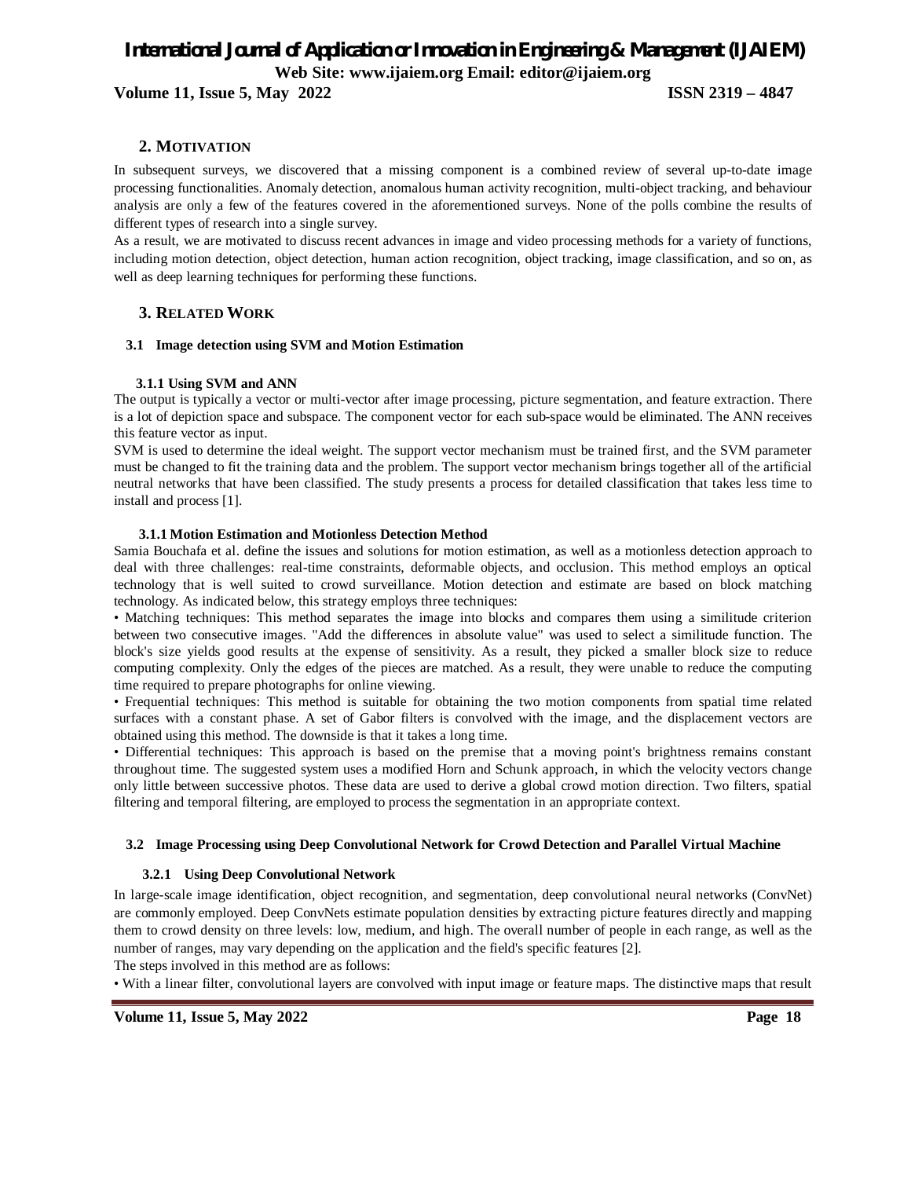## 2. MOTIVATION

In subsequent surveys, we discovered that a missing component is a combined review of several up-to-date image processing functionalities. Anomaly detection, anomalous human activity recognition, multi-object tracking, and behaviour analysis are only a few of the features covered in the aforementioned surveys. None of the polls combine the results of different types of research into a single survey.

As a result, we are motivated to discuss recent advances in image and video processing methods for a variety of functions, including motion detection, object detection, human action recognition, object tracking, image classification, and so on, as well as deep learning techniques for performing these functions.

## 3. RELATED WORK

### 3.1 Image detection using SVM and Motion Estimation

#### 3.1.1 Using SVM and ANN

The output is typically a vector or multi-vector after image processing, picture segmentation, and feature extraction. There is a lot of depiction space and subspace. The component vector for each sub-space would be eliminated. The ANN receives this feature vector as input.

SVM is used to determine the ideal weight. The support vector mechanism must be trained first, and the SVM parameter must be changed to fit the training data and the problem. The support vector mechanism brings together all of the artificial neutral networks that have been classified. The study presents a process for detailed classification that takes less time to install and process [1].

#### 3.1.1 Motion Estimation and Motionless Detection Method

Samia Bouchafa et al. define the issues and solutions for motion estimation, as well as a motionless detection approach to deal with three challenges: real-time constraints, deformable objects, and occlusion. This method employs an optical technology that is well suited to crowd surveillance. Motion detection and estimate are based on block matching technology. As indicated below, this strategy employs three techniques:

- Matching techniques: This method separates the image into blocks and compares them using a similitude criterion between two consecutive images. "Add the differences in absolute value" was used to select a similitude function. The block's size yields good results at the expense of sensitivity. As a result, they picked a smaller block size to reduce computing complexity. Only the edges of the pieces are matched. As a result, they were unable to reduce the computing time required to prepare photographs for online viewing.
- Frequential techniques: This method is suitable for obtaining the two motion components from spatial time related surfaces with a constant phase. A set of Gabor filters is convolved with the image, and the displacement vectors are obtained using this method. The downside is that it takes a long time.
- Differential techniques: This approach is based on the premise that a moving point's brightness remains constant throughout time. The suggested system uses a modified Horn and Schunk approach, in which the velocity vectors change only little between successive photos. These data are used to derive a global crowd motion direction. Two filters, spatial filtering and temporal filtering, are employed to process the segmentation in an appropriate context.

### 3.2 Image Processing using Deep Convolutional Network for Crowd Detection and Parallel Virtual Machine

#### 3.2.1 Using Deep Convolutional Network

In large-scale image identification, object recognition, and segmentation, deep convolutional neural networks (ConvNet) are commonly employed. Deep ConvNets estimate population densities by extracting picture features directly and mapping them to crowd density on three levels: low, medium, and high. The overall number of people in each range, as well as the number of ranges, may vary depending on the application and the field's specific features [2].

The steps involved in this method are as follows:

- With a linear filter, convolutional layers are convolved with input image or feature maps. The distinctive maps that result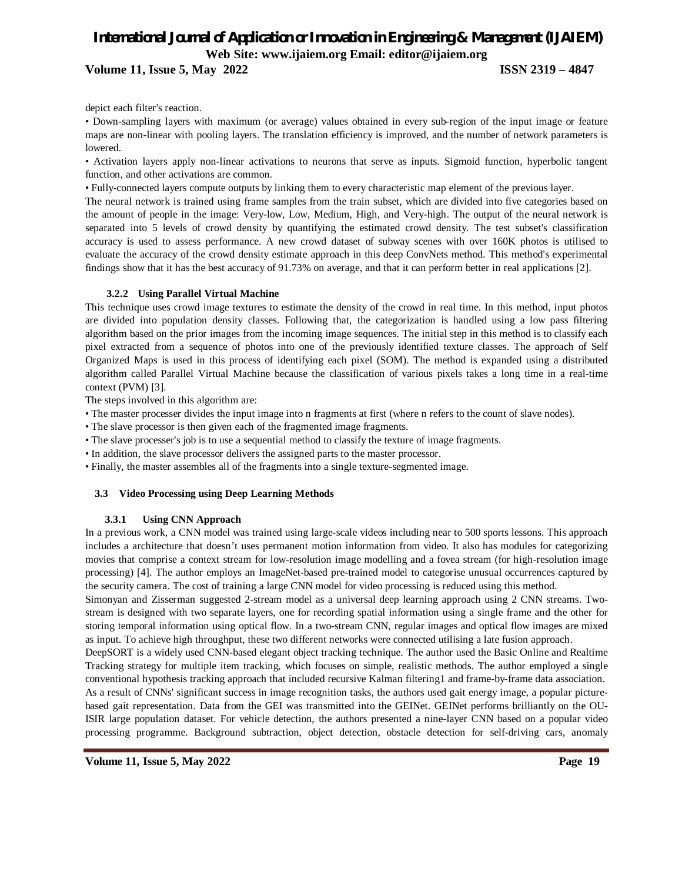depict each filter's reaction.

- Down-sampling layers with maximum (or average) values obtained in every sub-region of the input image or feature maps are non-linear with pooling layers. The translation efficiency is improved, and the number of network parameters is lowered.
- Activation layers apply non-linear activations to neurons that serve as inputs. Sigmoid function, hyperbolic tangent function, and other activations are common.
- Fully-connected layers compute outputs by linking them to every characteristic map element of the previous layer.

The neural network is trained using frame samples from the train subset, which are divided into five categories based on the amount of people in the image: Very-low, Low, Medium, High, and Very-high. The output of the neural network is separated into 5 levels of crowd density by quantifying the estimated crowd density. The test subset's classification accuracy is used to assess performance. A new crowd dataset of subway scenes with over 160K photos is utilised to evaluate the accuracy of the crowd density estimate approach in this deep ConvNets method. This method's experimental findings show that it has the best accuracy of 91.73% on average, and that it can perform better in real applications [2].

#### 3.2.2 Using Parallel Virtual Machine

This technique uses crowd image textures to estimate the density of the crowd in real time. In this method, input photos are divided into population density classes. Following that, the categorization is handled using a low pass filtering algorithm based on the prior images from the incoming image sequences. The initial step in this method is to classify each pixel extracted from a sequence of photos into one of the previously identified texture classes. The approach of Self Organized Maps is used in this process of identifying each pixel (SOM). The method is expanded using a distributed algorithm called Parallel Virtual Machine because the classification of various pixels takes a long time in a real-time context (PVM) [3].

The steps involved in this algorithm are:

- The master processer divides the input image into n fragments at first (where n refers to the count of slave nodes).
- The slave processor is then given each of the fragmented image fragments.
- The slave processer's job is to use a sequential method to classify the texture of image fragments.
- In addition, the slave processor delivers the assigned parts to the master processor.
- Finally, the master assembles all of the fragments into a single texture-segmented image.

### 3.3 Video Processing using Deep Learning Methods

#### 3.3.1 Using CNN Approach

In a previous work, a CNN model was trained using large-scale videos including near to 500 sports lessons. This approach includes a architecture that doesn't uses permanent motion information from video. It also has modules for categorizing movies that comprise a context stream for low-resolution image modelling and a fovea stream (for high-resolution image processing) [4]. The author employs an ImageNet-based pre-trained model to categorise unusual occurrences captured by the security camera. The cost of training a large CNN model for video processing is reduced using this method.

Simonyan and Zisserman suggested 2-stream model as a universal deep learning approach using 2 CNN streams. Two-stream is designed with two separate layers, one for recording spatial information using a single frame and the other for storing temporal information using optical flow. In a two-stream CNN, regular images and optical flow images are mixed as input. To achieve high throughput, these two different networks were connected utilising a late fusion approach.

DeepSORT is a widely used CNN-based elegant object tracking technique. The author used the Basic Online and Realtime Tracking strategy for multiple item tracking, which focuses on simple, realistic methods. The author employed a single conventional hypothesis tracking approach that included recursive Kalman filtering1 and frame-by-frame data association.

As a result of CNNs' significant success in image recognition tasks, the authors used gait energy image, a popular picture-based gait representation. Data from the GEI was transmitted into the GEINet. GEINet performs brilliantly on the OU-ISIR large population dataset. For vehicle detection, the authors presented a nine-layer CNN based on a popular video processing programme. Background subtraction, object detection, obstacle detection for self-driving cars, anomaly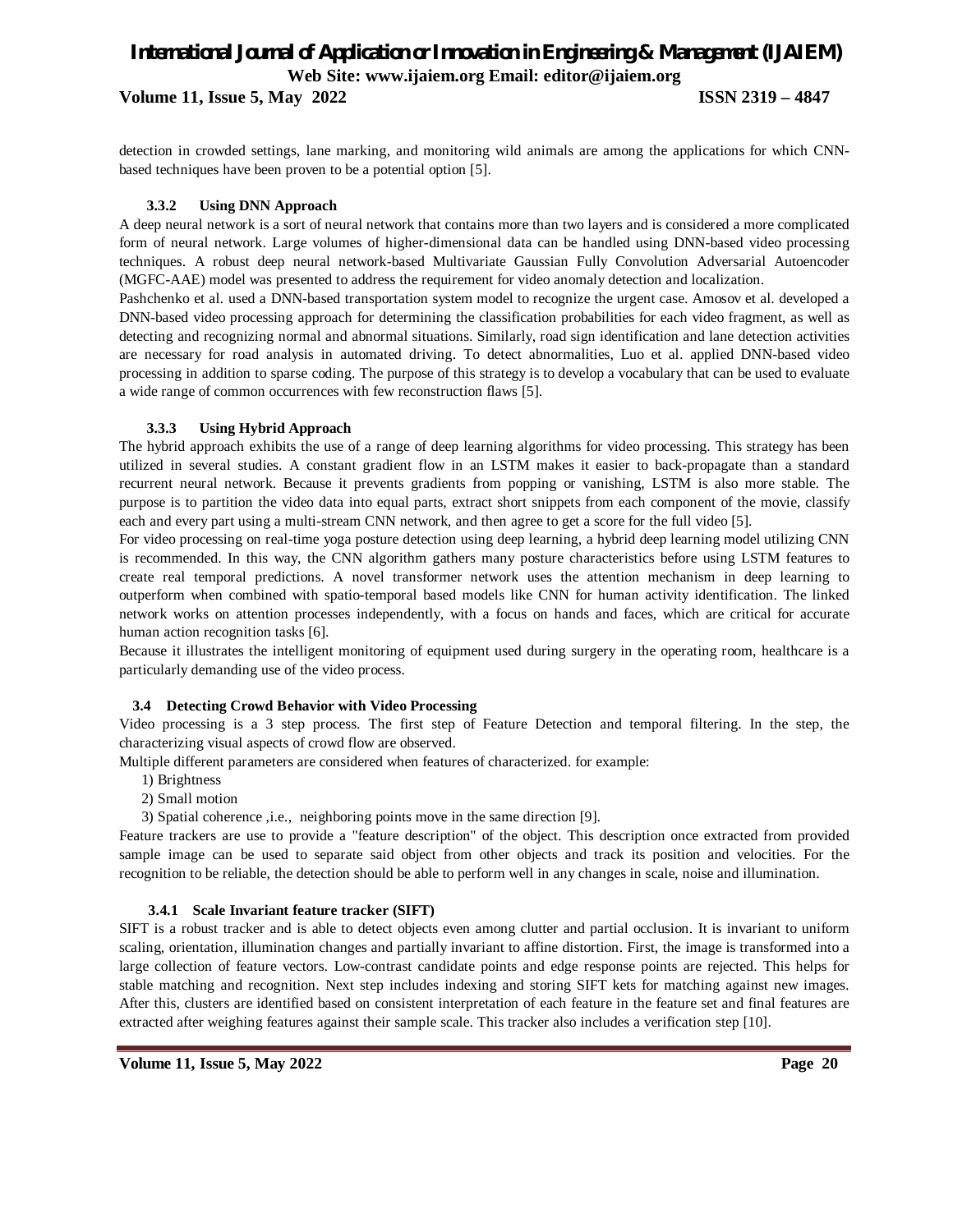detection in crowded settings, lane marking, and monitoring wild animals are among the applications for which CNN-based techniques have been proven to be a potential option [5].

#### 3.3.2 Using DNN Approach

A deep neural network is a sort of neural network that contains more than two layers and is considered a more complicated form of neural network. Large volumes of higher-dimensional data can be handled using DNN-based video processing techniques. A robust deep neural network-based Multivariate Gaussian Fully Convolution Adversarial Autoencoder (MGFC-AAE) model was presented to address the requirement for video anomaly detection and localization.

Pashchenko et al. used a DNN-based transportation system model to recognize the urgent case. Amosov et al. developed a DNN-based video processing approach for determining the classification probabilities for each video fragment, as well as detecting and recognizing normal and abnormal situations. Similarly, road sign identification and lane detection activities are necessary for road analysis in automated driving. To detect abnormalities, Luo et al. applied DNN-based video processing in addition to sparse coding. The purpose of this strategy is to develop a vocabulary that can be used to evaluate a wide range of common occurrences with few reconstruction flaws [5].

#### 3.3.3 Using Hybrid Approach

The hybrid approach exhibits the use of a range of deep learning algorithms for video processing. This strategy has been utilized in several studies. A constant gradient flow in an LSTM makes it easier to back-propagate than a standard recurrent neural network. Because it prevents gradients from popping or vanishing, LSTM is also more stable. The purpose is to partition the video data into equal parts, extract short snippets from each component of the movie, classify each and every part using a multi-stream CNN network, and then agree to get a score for the full video [5].

For video processing on real-time yoga posture detection using deep learning, a hybrid deep learning model utilizing CNN is recommended. In this way, the CNN algorithm gathers many posture characteristics before using LSTM features to create real temporal predictions. A novel transformer network uses the attention mechanism in deep learning to outperform when combined with spatio-temporal based models like CNN for human activity identification. The linked network works on attention processes independently, with a focus on hands and faces, which are critical for accurate human action recognition tasks [6].

Because it illustrates the intelligent monitoring of equipment used during surgery in the operating room, healthcare is a particularly demanding use of the video process.

### 3.4 Detecting Crowd Behavior with Video Processing

Video processing is a 3 step process. The first step of Feature Detection and temporal filtering. In the step, the characterizing visual aspects of crowd flow are observed.

Multiple different parameters are considered when features of characterized. for example:

1) Brightness
2) Small motion
3) Spatial coherence ,i.e., neighboring points move in the same direction [9].

Feature trackers are use to provide a "feature description" of the object. This description once extracted from provided sample image can be used to separate said object from other objects and track its position and velocities. For the recognition to be reliable, the detection should be able to perform well in any changes in scale, noise and illumination.

#### 3.4.1 Scale Invariant feature tracker (SIFT)

SIFT is a robust tracker and is able to detect objects even among clutter and partial occlusion. It is invariant to uniform scaling, orientation, illumination changes and partially invariant to affine distortion. First, the image is transformed into a large collection of feature vectors. Low-contrast candidate points and edge response points are rejected. This helps for stable matching and recognition. Next step includes indexing and storing SIFT kets for matching against new images. After this, clusters are identified based on consistent interpretation of each feature in the feature set and final features are extracted after weighing features against their sample scale. This tracker also includes a verification step [10].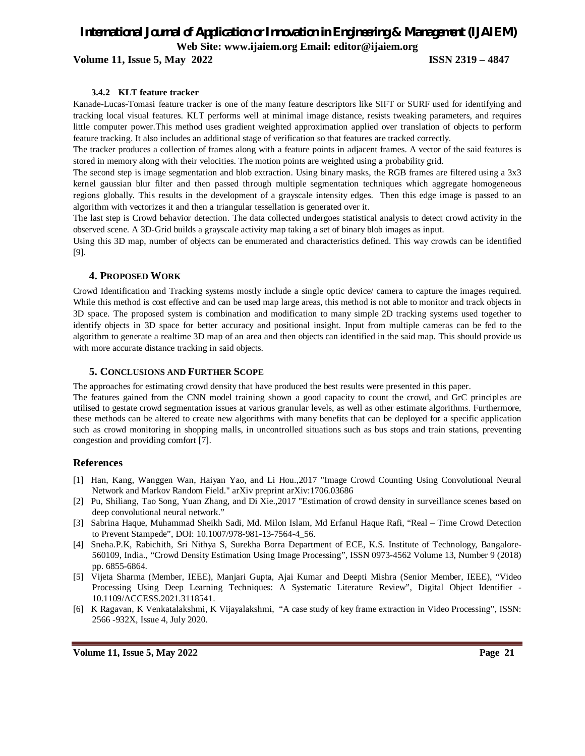#### 3.4.2 KLT feature tracker

Kanade-Lucas-Tomasi feature tracker is one of the many feature descriptors like SIFT or SURF used for identifying and tracking local visual features. KLT performs well at minimal image distance, resists tweaking parameters, and requires little computer power.This method uses gradient weighted approximation applied over translation of objects to perform feature tracking. It also includes an additional stage of verification so that features are tracked correctly.

The tracker produces a collection of frames along with a feature points in adjacent frames. A vector of the said features is stored in memory along with their velocities. The motion points are weighted using a probability grid.

The second step is image segmentation and blob extraction. Using binary masks, the RGB frames are filtered using a 3x3 kernel gaussian blur filter and then passed through multiple segmentation techniques which aggregate homogeneous regions globally. This results in the development of a grayscale intensity edges. Then this edge image is passed to an algorithm with vectorizes it and then a triangular tessellation is generated over it.

The last step is Crowd behavior detection. The data collected undergoes statistical analysis to detect crowd activity in the observed scene. A 3D-Grid builds a grayscale activity map taking a set of binary blob images as input.

Using this 3D map, number of objects can be enumerated and characteristics defined. This way crowds can be identified [9].

## 4. PROPOSED WORK

Crowd Identification and Tracking systems mostly include a single optic device/ camera to capture the images required. While this method is cost effective and can be used map large areas, this method is not able to monitor and track objects in 3D space. The proposed system is combination and modification to many simple 2D tracking systems used together to identify objects in 3D space for better accuracy and positional insight. Input from multiple cameras can be fed to the algorithm to generate a realtime 3D map of an area and then objects can identified in the said map. This should provide us with more accurate distance tracking in said objects.

## 5. CONCLUSIONS AND FURTHER SCOPE

The approaches for estimating crowd density that have produced the best results were presented in this paper.

The features gained from the CNN model training shown a good capacity to count the crowd, and GrC principles are utilised to gestate crowd segmentation issues at various granular levels, as well as other estimate algorithms. Furthermore, these methods can be altered to create new algorithms with many benefits that can be deployed for a specific application such as crowd monitoring in shopping malls, in uncontrolled situations such as bus stops and train stations, preventing congestion and providing comfort [7].

## References

[1] Han, Kang, Wanggen Wan, Haiyan Yao, and Li Hou.,2017 "Image Crowd Counting Using Convolutional Neural Network and Markov Random Field." arXiv preprint arXiv:1706.03686

[2] Pu, Shiliang, Tao Song, Yuan Zhang, and Di Xie.,2017 "Estimation of crowd density in surveillance scenes based on deep convolutional neural network."

[3] Sabrina Haque, Muhammad Sheikh Sadi, Md. Milon Islam, Md Erfanul Haque Rafi, "Real – Time Crowd Detection to Prevent Stampede", DOI: 10.1007/978-981-13-7564-4_56.

[4] Sneha.P.K, Rabichith, Sri Nithya S, Surekha Borra Department of ECE, K.S. Institute of Technology, Bangalore-560109, India., "Crowd Density Estimation Using Image Processing", ISSN 0973-4562 Volume 13, Number 9 (2018) pp. 6855-6864.

[5] Vijeta Sharma (Member, IEEE), Manjari Gupta, Ajai Kumar and Deepti Mishra (Senior Member, IEEE), "Video Processing Using Deep Learning Techniques: A Systematic Literature Review", Digital Object Identifier - 10.1109/ACCESS.2021.3118541.

[6] K Ragavan, K Venkatalakshmi, K Vijayalakshmi, "A case study of key frame extraction in Video Processing", ISSN: 2566 -932X, Issue 4, July 2020.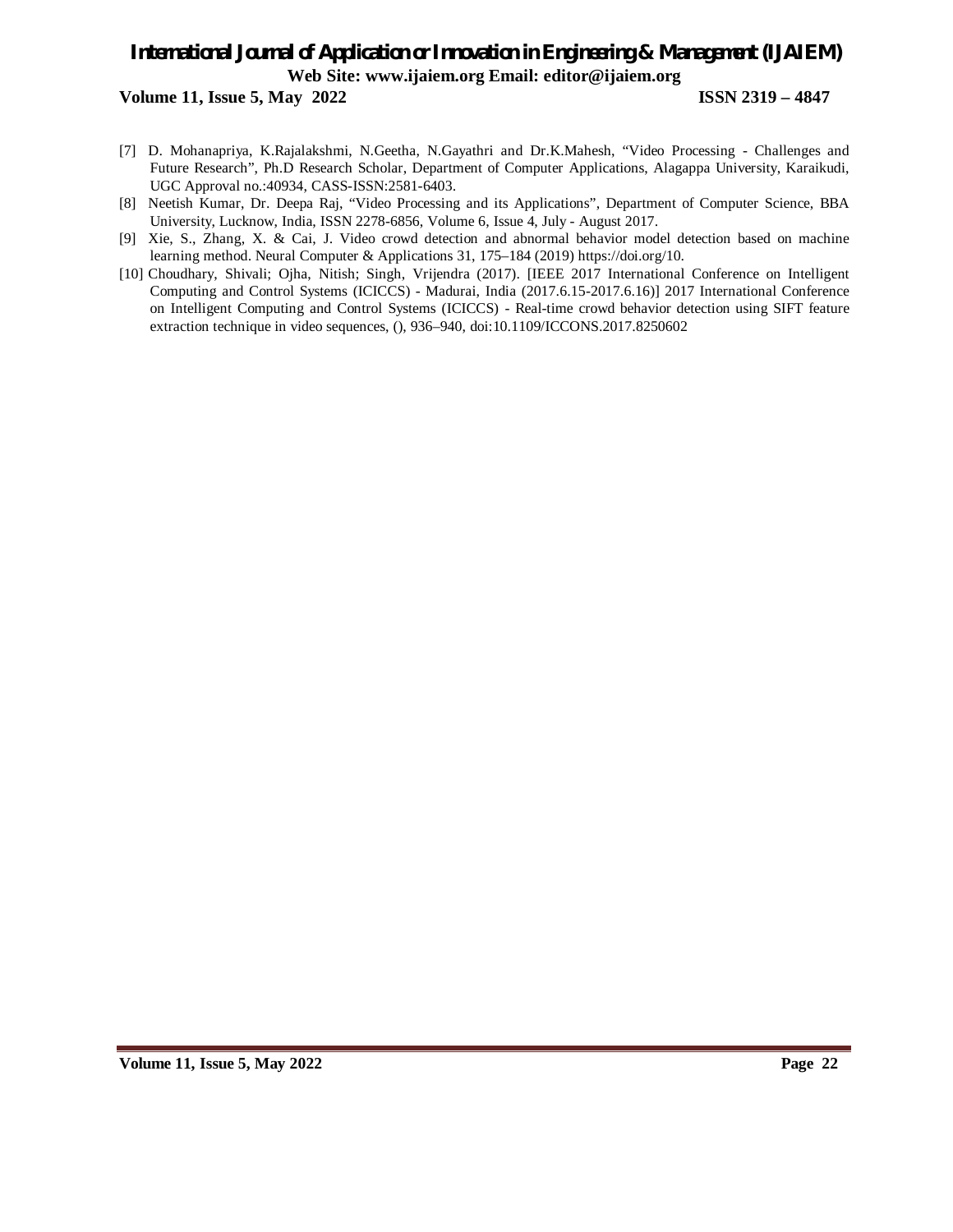[7] D. Mohanapriya, K.Rajalakshmi, N.Geetha, N.Gayathri and Dr.K.Mahesh, "Video Processing - Challenges and Future Research", Ph.D Research Scholar, Department of Computer Applications, Alagappa University, Karaikudi, UGC Approval no.:40934, CASS-ISSN:2581-6403.

[8] Neetish Kumar, Dr. Deepa Raj, "Video Processing and its Applications", Department of Computer Science, BBA University, Lucknow, India, ISSN 2278-6856, Volume 6, Issue 4, July - August 2017.

[9] Xie, S., Zhang, X. & Cai, J. Video crowd detection and abnormal behavior model detection based on machine learning method. Neural Computer & Applications 31, 175–184 (2019) https://doi.org/10.

[10] Choudhary, Shivali; Ojha, Nitish; Singh, Vrijendra (2017). [IEEE 2017 International Conference on Intelligent Computing and Control Systems (ICICCS) - Madurai, India (2017.6.15-2017.6.16)] 2017 International Conference on Intelligent Computing and Control Systems (ICICCS) - Real-time crowd behavior detection using SIFT feature extraction technique in video sequences, (), 936–940, doi:10.1109/ICCONS.2017.8250602